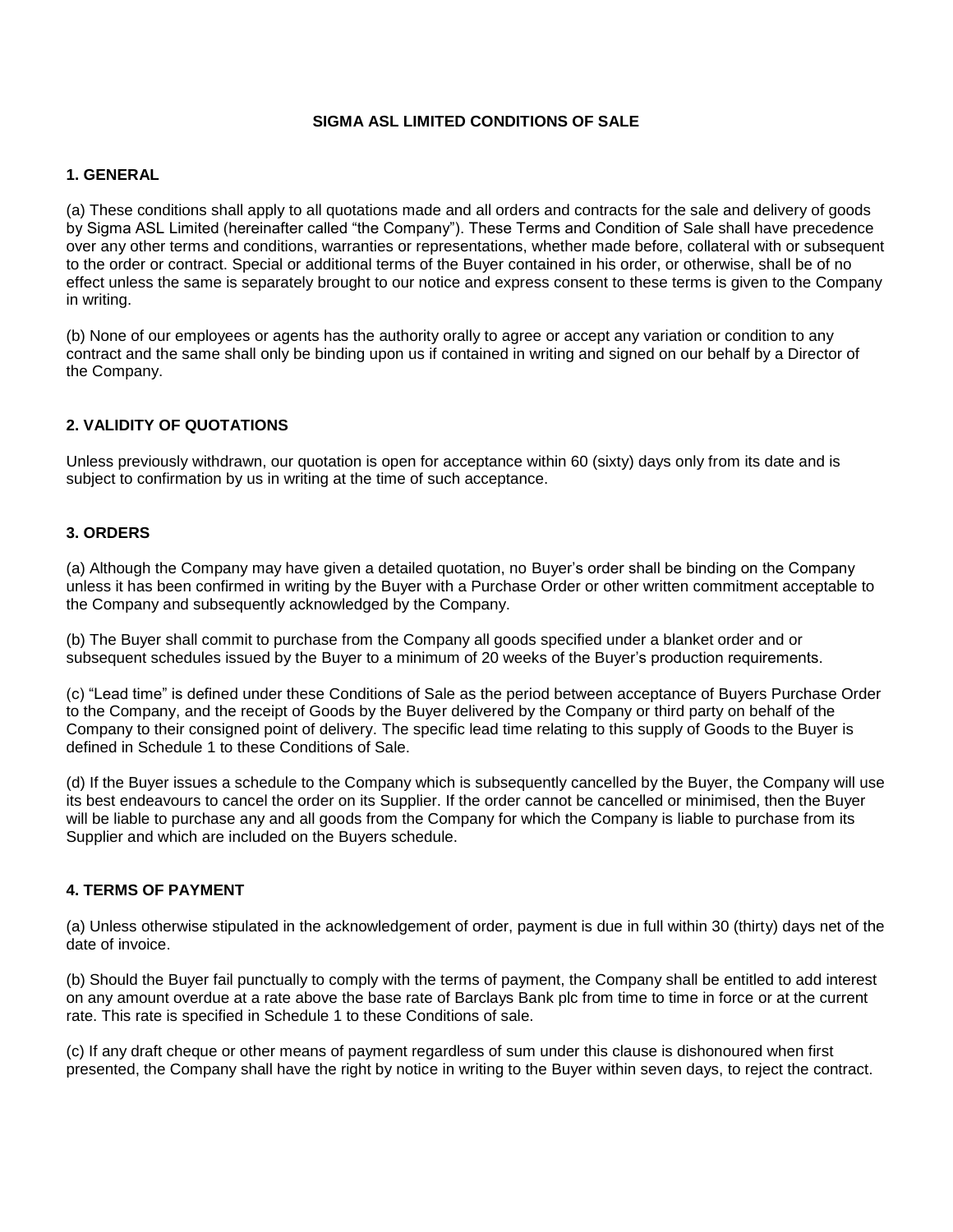# SIGMA ASL LIMITED CONDITIONS OF SALE

## 1. GENERAL

(a) These conditions shall apply to all quotations made and all orders and contracts for the sale and delivery of goods by Sigma ASL Limited (hereinafter called "the Company"). These Terms and Condition of Sale shall have precedence over any other terms and conditions, warranties or representations, whether made before, collateral with or subsequent to the order or contract. Special or additional terms of the Buyer contained in his order, or otherwise, shall be of no effect unless the same is separately brought to our notice and express consent to these terms is given to the Company in writing.

(b) None of our employees or agents has the authority orally to agree or accept any variation or condition to any contract and the same shall only be binding upon us if contained in writing and signed on our behalf by a Director of the Company.

## 2. VALIDITY OF QUOTATIONS

Unless previously withdrawn, our quotation is open for acceptance within 60 (sixty) days only from its date and is subject to confirmation by us in writing at the time of such acceptance.

## 3. ORDERS

(a) Although the Company may have given a detailed quotation, no Buyer's order shall be binding on the Company unless it has been confirmed in writing by the Buyer with a Purchase Order or other written commitment acceptable to the Company and subsequently acknowledged by the Company.

(b) The Buyer shall commit to purchase from the Company all goods specified under a blanket order and or subsequent schedules issued by the Buyer to a minimum of 20 weeks of the Buyer's production requirements.

(c) "Lead time" is defined under these Conditions of Sale as the period between acceptance of Buyers Purchase Order to the Company, and the receipt of Goods by the Buyer delivered by the Company or third party on behalf of the Company to their consigned point of delivery. The specific lead time relating to this supply of Goods to the Buyer is defined in Schedule 1 to these Conditions of Sale.

(d) If the Buyer issues a schedule to the Company which is subsequently cancelled by the Buyer, the Company will use its best endeavours to cancel the order on its Supplier. If the order cannot be cancelled or minimised, then the Buyer will be liable to purchase any and all goods from the Company for which the Company is liable to purchase from its Supplier and which are included on the Buyers schedule.

## 4. TERMS OF PAYMENT

(a) Unless otherwise stipulated in the acknowledgement of order, payment is due in full within 30 (thirty) days net of the date of invoice.

(b) Should the Buyer fail punctually to comply with the terms of payment, the Company shall be entitled to add interest on any amount overdue at a rate above the base rate of Barclays Bank plc from time to time in force or at the current rate. This rate is specified in Schedule 1 to these Conditions of sale.

(c) If any draft cheque or other means of payment regardless of sum under this clause is dishonoured when first presented, the Company shall have the right by notice in writing to the Buyer within seven days, to reject the contract.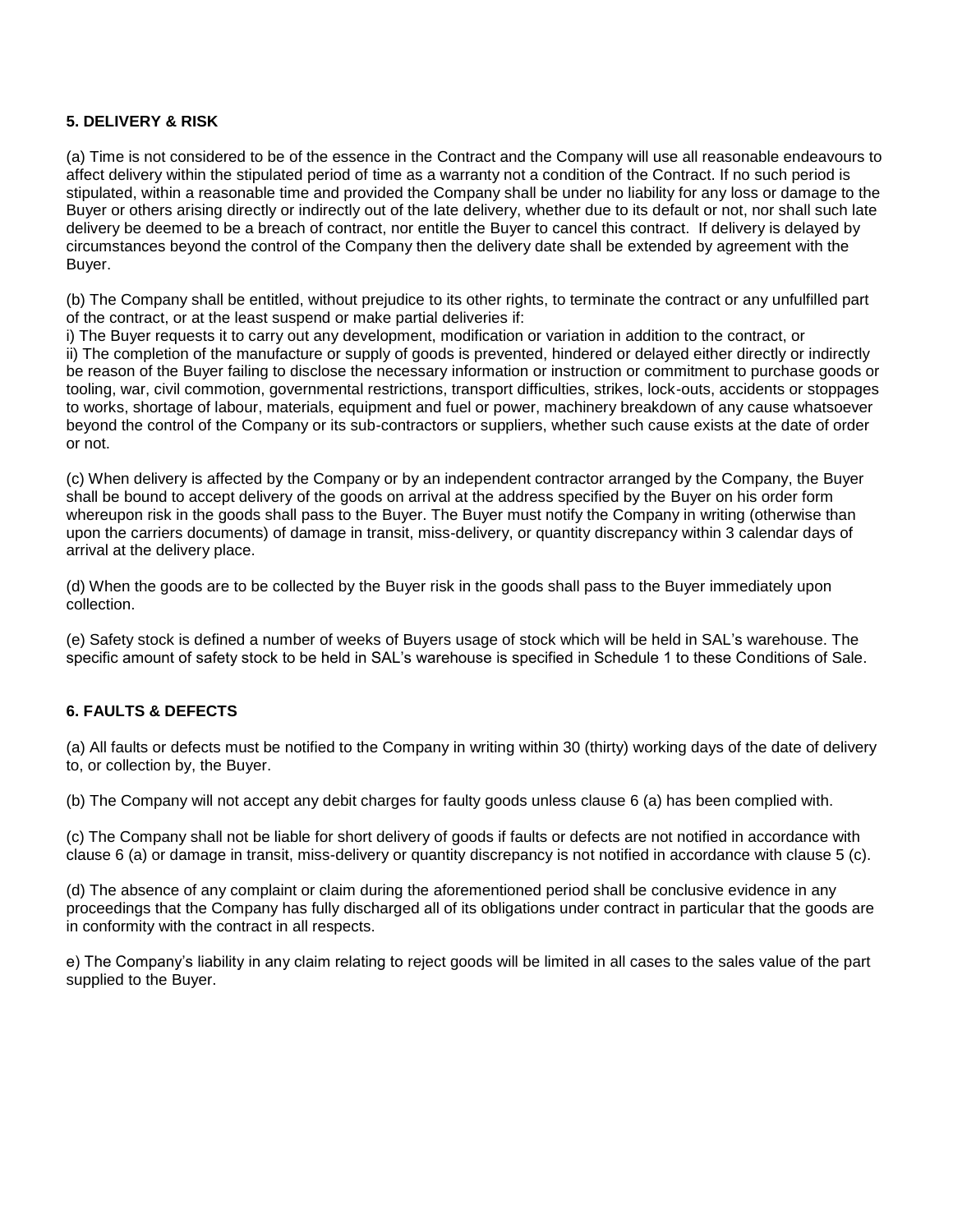**5. DELIVERY & RISK**

(a) Time is not considered to be of the essence in the Contract and the Company will use all reasonable endeavours to affect delivery within the stipulated period of time as a warranty not a condition of the Contract. If no such period is stipulated, within a reasonable time and provided the Company shall be under no liability for any loss or damage to the Buyer or others arising directly or indirectly out of the late delivery, whether due to its default or not, nor shall such late delivery be deemed to be a breach of contract, nor entitle the Buyer to cancel this contract. If delivery is delayed by circumstances beyond the control of the Company then the delivery date shall be extended by agreement with the Buyer.

(b) The Company shall be entitled, without prejudice to its other rights, to terminate the contract or any unfulfilled part of the contract, or at the least suspend or make partial deliveries if:
i) The Buyer requests it to carry out any development, modification or variation in addition to the contract, or
ii) The completion of the manufacture or supply of goods is prevented, hindered or delayed either directly or indirectly be reason of the Buyer failing to disclose the necessary information or instruction or commitment to purchase goods or tooling, war, civil commotion, governmental restrictions, transport difficulties, strikes, lock-outs, accidents or stoppages to works, shortage of labour, materials, equipment and fuel or power, machinery breakdown of any cause whatsoever beyond the control of the Company or its sub-contractors or suppliers, whether such cause exists at the date of order or not.

(c) When delivery is affected by the Company or by an independent contractor arranged by the Company, the Buyer shall be bound to accept delivery of the goods on arrival at the address specified by the Buyer on his order form whereupon risk in the goods shall pass to the Buyer. The Buyer must notify the Company in writing (otherwise than upon the carriers documents) of damage in transit, miss-delivery, or quantity discrepancy within 3 calendar days of arrival at the delivery place.

(d) When the goods are to be collected by the Buyer risk in the goods shall pass to the Buyer immediately upon collection.

(e) Safety stock is defined a number of weeks of Buyers usage of stock which will be held in SAL's warehouse. The specific amount of safety stock to be held in SAL's warehouse is specified in Schedule 1 to these Conditions of Sale.

**6. FAULTS & DEFECTS**

(a) All faults or defects must be notified to the Company in writing within 30 (thirty) working days of the date of delivery to, or collection by, the Buyer.

(b) The Company will not accept any debit charges for faulty goods unless clause 6 (a) has been complied with.

(c) The Company shall not be liable for short delivery of goods if faults or defects are not notified in accordance with clause 6 (a) or damage in transit, miss-delivery or quantity discrepancy is not notified in accordance with clause 5 (c).

(d) The absence of any complaint or claim during the aforementioned period shall be conclusive evidence in any proceedings that the Company has fully discharged all of its obligations under contract in particular that the goods are in conformity with the contract in all respects.

e) The Company's liability in any claim relating to reject goods will be limited in all cases to the sales value of the part supplied to the Buyer.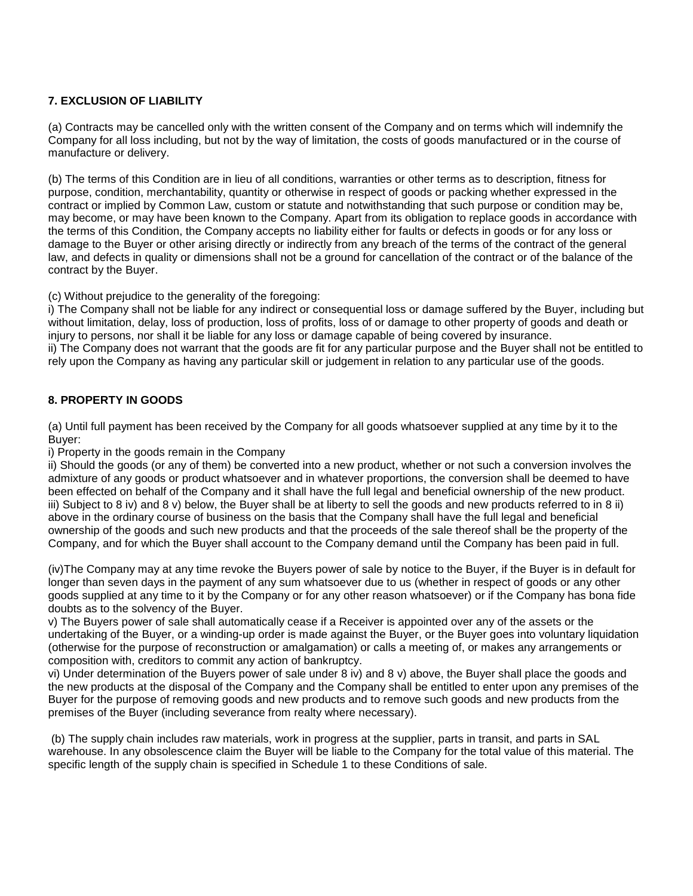**7. EXCLUSION OF LIABILITY**

(a) Contracts may be cancelled only with the written consent of the Company and on terms which will indemnify the Company for all loss including, but not by the way of limitation, the costs of goods manufactured or in the course of manufacture or delivery.

(b) The terms of this Condition are in lieu of all conditions, warranties or other terms as to description, fitness for purpose, condition, merchantability, quantity or otherwise in respect of goods or packing whether expressed in the contract or implied by Common Law, custom or statute and notwithstanding that such purpose or condition may be, may become, or may have been known to the Company. Apart from its obligation to replace goods in accordance with the terms of this Condition, the Company accepts no liability either for faults or defects in goods or for any loss or damage to the Buyer or other arising directly or indirectly from any breach of the terms of the contract of the general law, and defects in quality or dimensions shall not be a ground for cancellation of the contract or of the balance of the contract by the Buyer.

(c) Without prejudice to the generality of the foregoing:
i) The Company shall not be liable for any indirect or consequential loss or damage suffered by the Buyer, including but without limitation, delay, loss of production, loss of profits, loss of or damage to other property of goods and death or injury to persons, nor shall it be liable for any loss or damage capable of being covered by insurance.
ii) The Company does not warrant that the goods are fit for any particular purpose and the Buyer shall not be entitled to rely upon the Company as having any particular skill or judgement in relation to any particular use of the goods.

**8. PROPERTY IN GOODS**

(a) Until full payment has been received by the Company for all goods whatsoever supplied at any time by it to the Buyer:
i) Property in the goods remain in the Company
ii) Should the goods (or any of them) be converted into a new product, whether or not such a conversion involves the admixture of any goods or product whatsoever and in whatever proportions, the conversion shall be deemed to have been effected on behalf of the Company and it shall have the full legal and beneficial ownership of the new product.
iii) Subject to 8 iv) and 8 v) below, the Buyer shall be at liberty to sell the goods and new products referred to in 8 ii) above in the ordinary course of business on the basis that the Company shall have the full legal and beneficial ownership of the goods and such new products and that the proceeds of the sale thereof shall be the property of the Company, and for which the Buyer shall account to the Company demand until the Company has been paid in full.

(iv)The Company may at any time revoke the Buyers power of sale by notice to the Buyer, if the Buyer is in default for longer than seven days in the payment of any sum whatsoever due to us (whether in respect of goods or any other goods supplied at any time to it by the Company or for any other reason whatsoever) or if the Company has bona fide doubts as to the solvency of the Buyer.
v) The Buyers power of sale shall automatically cease if a Receiver is appointed over any of the assets or the undertaking of the Buyer, or a winding-up order is made against the Buyer, or the Buyer goes into voluntary liquidation (otherwise for the purpose of reconstruction or amalgamation) or calls a meeting of, or makes any arrangements or composition with, creditors to commit any action of bankruptcy.
vi) Under determination of the Buyers power of sale under 8 iv) and 8 v) above, the Buyer shall place the goods and the new products at the disposal of the Company and the Company shall be entitled to enter upon any premises of the Buyer for the purpose of removing goods and new products and to remove such goods and new products from the premises of the Buyer (including severance from realty where necessary).

(b) The supply chain includes raw materials, work in progress at the supplier, parts in transit, and parts in SAL warehouse. In any obsolescence claim the Buyer will be liable to the Company for the total value of this material. The specific length of the supply chain is specified in Schedule 1 to these Conditions of sale.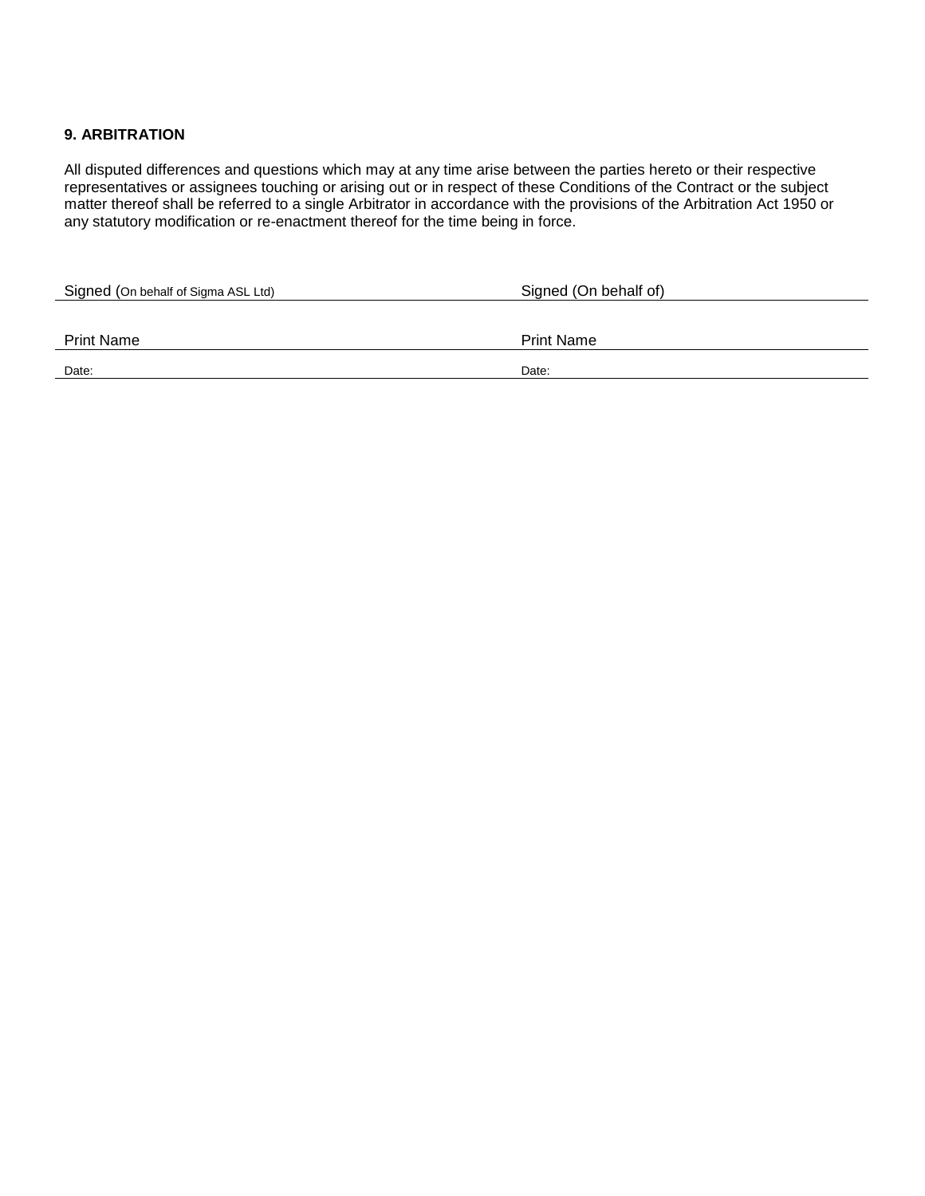**9. ARBITRATION**

All disputed differences and questions which may at any time arise between the parties hereto or their respective representatives or assignees touching or arising out or in respect of these Conditions of the Contract or the subject matter thereof shall be referred to a single Arbitrator in accordance with the provisions of the Arbitration Act 1950 or any statutory modification or re-enactment thereof for the time being in force.

| Signed (On behalf of Sigma ASL Ltd) | Signed (On behalf of) |
| --- | --- |
| Print Name | Print Name |
| Date: | Date: |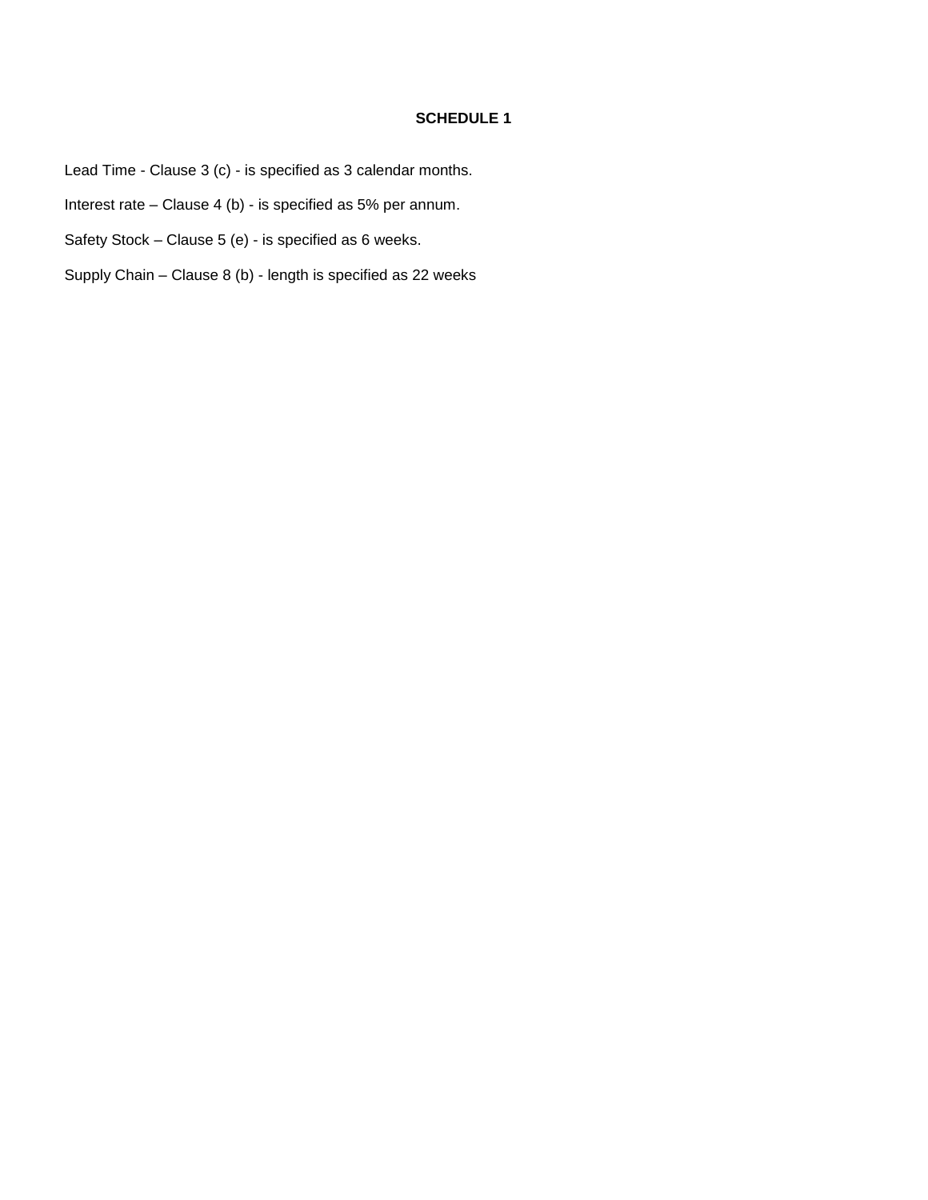**SCHEDULE 1**

Lead Time - Clause 3 (c) - is specified as 3 calendar months.

Interest rate – Clause 4 (b) - is specified as 5% per annum.

Safety Stock – Clause 5 (e) - is specified as 6 weeks.

Supply Chain – Clause 8 (b) - length is specified as 22 weeks